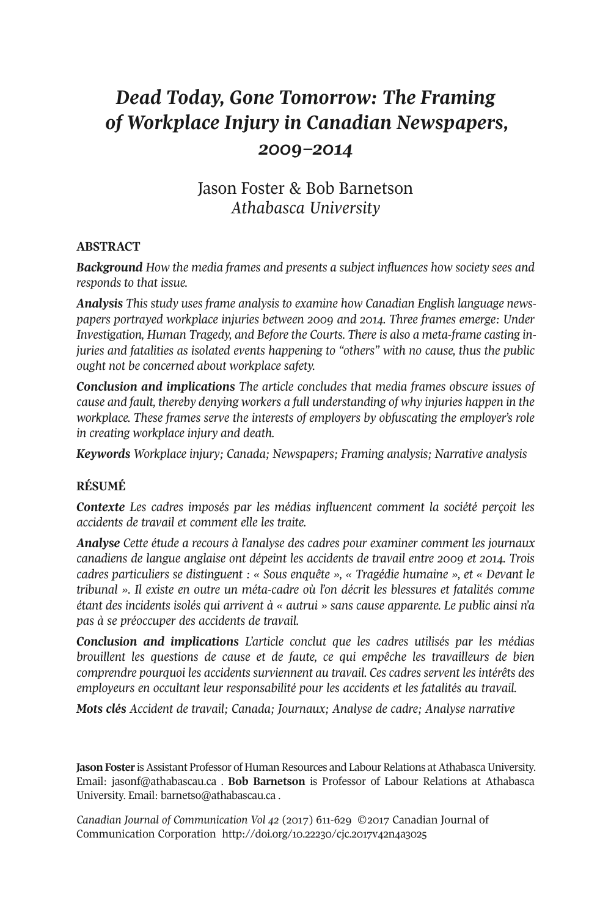# *Dead Today, Gone Tomorrow: The Framing of Workplace Injury in Canadian Newspapers, 2009–2014*

Jason Foster & Bob Barnetson
*Athabasca University*

## ABSTRACT

***Background*** *How the media frames and presents a subject influences how society sees and responds to that issue.*

***Analysis*** *This study uses frame analysis to examine how Canadian English language newspapers portrayed workplace injuries between 2009 and 2014. Three frames emerge: Under Investigation, Human Tragedy, and Before the Courts. There is also a meta-frame casting injuries and fatalities as isolated events happening to "others" with no cause, thus the public ought not be concerned about workplace safety.*

***Conclusion and implications*** *The article concludes that media frames obscure issues of cause and fault, thereby denying workers a full understanding of why injuries happen in the workplace. These frames serve the interests of employers by obfuscating the employer's role in creating workplace injury and death.*

***Keywords*** *Workplace injury; Canada; Newspapers; Framing analysis; Narrative analysis*

## RÉSUMÉ

***Contexte*** *Les cadres imposés par les médias influencent comment la société perçoit les accidents de travail et comment elle les traite.*

***Analyse*** *Cette étude a recours à l'analyse des cadres pour examiner comment les journaux canadiens de langue anglaise ont dépeint les accidents de travail entre 2009 et 2014. Trois cadres particuliers se distinguent : « Sous enquête », « Tragédie humaine », et « Devant le tribunal ». Il existe en outre un méta-cadre où l'on décrit les blessures et fatalités comme étant des incidents isolés qui arrivent à « autrui » sans cause apparente. Le public ainsi n'a pas à se préoccuper des accidents de travail.*

***Conclusion and implications*** *L'article conclut que les cadres utilisés par les médias brouillent les questions de cause et de faute, ce qui empêche les travailleurs de bien comprendre pourquoi les accidents surviennent au travail. Ces cadres servent les intérêts des employeurs en occultant leur responsabilité pour les accidents et les fatalités au travail.*

***Mots clés*** *Accident de travail; Canada; Journaux; Analyse de cadre; Analyse narrative*

**Jason Foster** is Assistant Professor of Human Resources and Labour Relations at Athabasca University. Email: jasonf@athabascau.ca . **Bob Barnetson** is Professor of Labour Relations at Athabasca University. Email: barnetso@athabascau.ca .

*Canadian Journal of Communication Vol 42* (2017) 611-629 ©2017 Canadian Journal of Communication Corporation http://doi.org/10.22230/cjc.2017v42n4a3025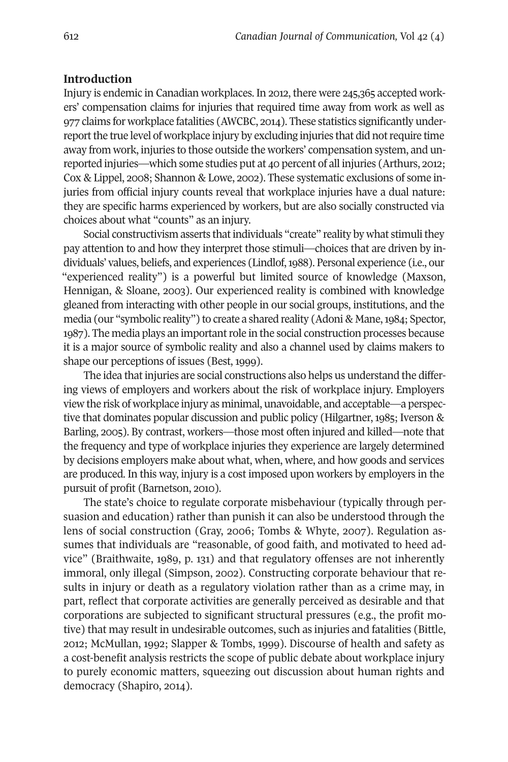## Introduction

Injury is endemic in Canadian workplaces. In 2012, there were 245,365 accepted workers' compensation claims for injuries that required time away from work as well as 977 claims for workplace fatalities (AWCBC, 2014). These statistics significantly underreport the true level of workplace injury by excluding injuries that did not require time away from work, injuries to those outside the workers' compensation system, and unreported injuries—which some studies put at 40 percent of all injuries (Arthurs, 2012; Cox & Lippel, 2008; Shannon & Lowe, 2002). These systematic exclusions of some injuries from official injury counts reveal that workplace injuries have a dual nature: they are specific harms experienced by workers, but are also socially constructed via choices about what "counts" as an injury.

Social constructivism asserts that individuals "create" reality by what stimuli they pay attention to and how they interpret those stimuli—choices that are driven by individuals' values, beliefs, and experiences (Lindlof, 1988). Personal experience (i.e., our "experienced reality") is a powerful but limited source of knowledge (Maxson, Hennigan, & Sloane, 2003). Our experienced reality is combined with knowledge gleaned from interacting with other people in our social groups, institutions, and the media (our "symbolic reality") to create a shared reality (Adoni & Mane, 1984; Spector, 1987). The media plays an important role in the social construction processes because it is a major source of symbolic reality and also a channel used by claims makers to shape our perceptions of issues (Best, 1999).

The idea that injuries are social constructions also helps us understand the differing views of employers and workers about the risk of workplace injury. Employers view the risk of workplace injury as minimal, unavoidable, and acceptable—a perspective that dominates popular discussion and public policy (Hilgartner, 1985; Iverson & Barling, 2005). By contrast, workers—those most often injured and killed—note that the frequency and type of workplace injuries they experience are largely determined by decisions employers make about what, when, where, and how goods and services are produced. In this way, injury is a cost imposed upon workers by employers in the pursuit of profit (Barnetson, 2010).

The state's choice to regulate corporate misbehaviour (typically through persuasion and education) rather than punish it can also be understood through the lens of social construction (Gray, 2006; Tombs & Whyte, 2007). Regulation assumes that individuals are "reasonable, of good faith, and motivated to heed advice" (Braithwaite, 1989, p. 131) and that regulatory offenses are not inherently immoral, only illegal (Simpson, 2002). Constructing corporate behaviour that results in injury or death as a regulatory violation rather than as a crime may, in part, reflect that corporate activities are generally perceived as desirable and that corporations are subjected to significant structural pressures (e.g., the profit motive) that may result in undesirable outcomes, such as injuries and fatalities (Bittle, 2012; McMullan, 1992; Slapper & Tombs, 1999). Discourse of health and safety as a cost-benefit analysis restricts the scope of public debate about workplace injury to purely economic matters, squeezing out discussion about human rights and democracy (Shapiro, 2014).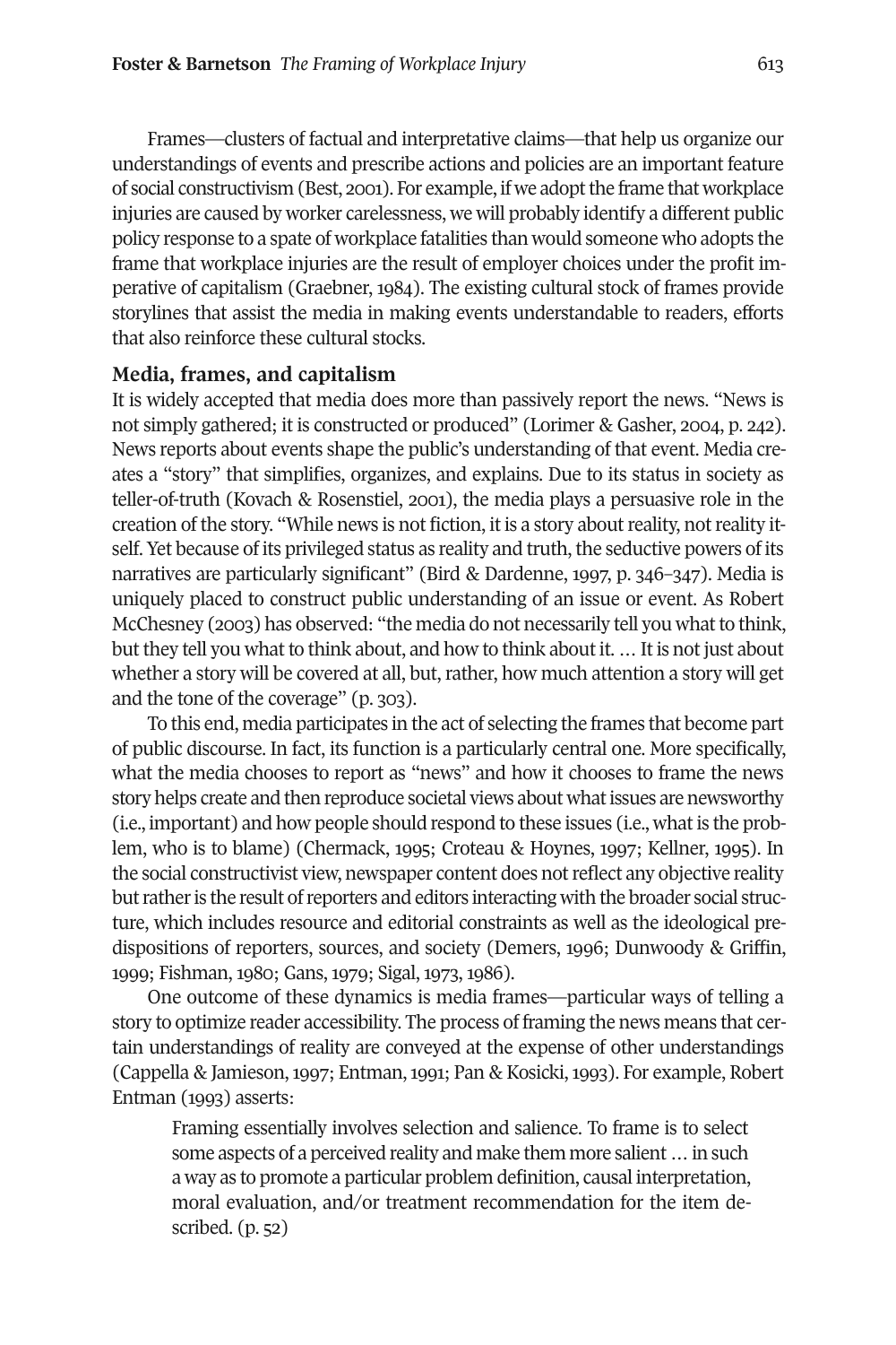Frames—clusters of factual and interpretative claims—that help us organize our understandings of events and prescribe actions and policies are an important feature of social constructivism (Best, 2001). For example, if we adopt the frame that workplace injuries are caused by worker carelessness, we will probably identify a different public policy response to a spate of workplace fatalities than would someone who adopts the frame that workplace injuries are the result of employer choices under the profit imperative of capitalism (Graebner, 1984). The existing cultural stock of frames provide storylines that assist the media in making events understandable to readers, efforts that also reinforce these cultural stocks.

### Media, frames, and capitalism

It is widely accepted that media does more than passively report the news. "News is not simply gathered; it is constructed or produced" (Lorimer & Gasher, 2004, p. 242). News reports about events shape the public's understanding of that event. Media creates a "story" that simplifies, organizes, and explains. Due to its status in society as teller-of-truth (Kovach & Rosenstiel, 2001), the media plays a persuasive role in the creation of the story. "While news is not fiction, it is a story about reality, not reality itself. Yet because of its privileged status as reality and truth, the seductive powers of its narratives are particularly significant" (Bird & Dardenne, 1997, p. 346–347). Media is uniquely placed to construct public understanding of an issue or event. As Robert McChesney (2003) has observed: "the media do not necessarily tell you what to think, but they tell you what to think about, and how to think about it. … It is not just about whether a story will be covered at all, but, rather, how much attention a story will get and the tone of the coverage" (p. 303).

To this end, media participates in the act of selecting the frames that become part of public discourse. In fact, its function is a particularly central one. More specifically, what the media chooses to report as "news" and how it chooses to frame the news story helps create and then reproduce societal views about what issues are newsworthy (i.e., important) and how people should respond to these issues (i.e., what is the problem, who is to blame) (Chermack, 1995; Croteau & Hoynes, 1997; Kellner, 1995). In the social constructivist view, newspaper content does not reflect any objective reality but rather is the result of reporters and editors interacting with the broader social structure, which includes resource and editorial constraints as well as the ideological predispositions of reporters, sources, and society (Demers, 1996; Dunwoody & Griffin, 1999; Fishman, 1980; Gans, 1979; Sigal, 1973, 1986).

One outcome of these dynamics is media frames—particular ways of telling a story to optimize reader accessibility. The process of framing the news means that certain understandings of reality are conveyed at the expense of other understandings (Cappella & Jamieson, 1997; Entman, 1991; Pan & Kosicki, 1993). For example, Robert Entman (1993) asserts:

> Framing essentially involves selection and salience. To frame is to select some aspects of a perceived reality and make them more salient … in such a way as to promote a particular problem definition, causal interpretation, moral evaluation, and/or treatment recommendation for the item described. (p. 52)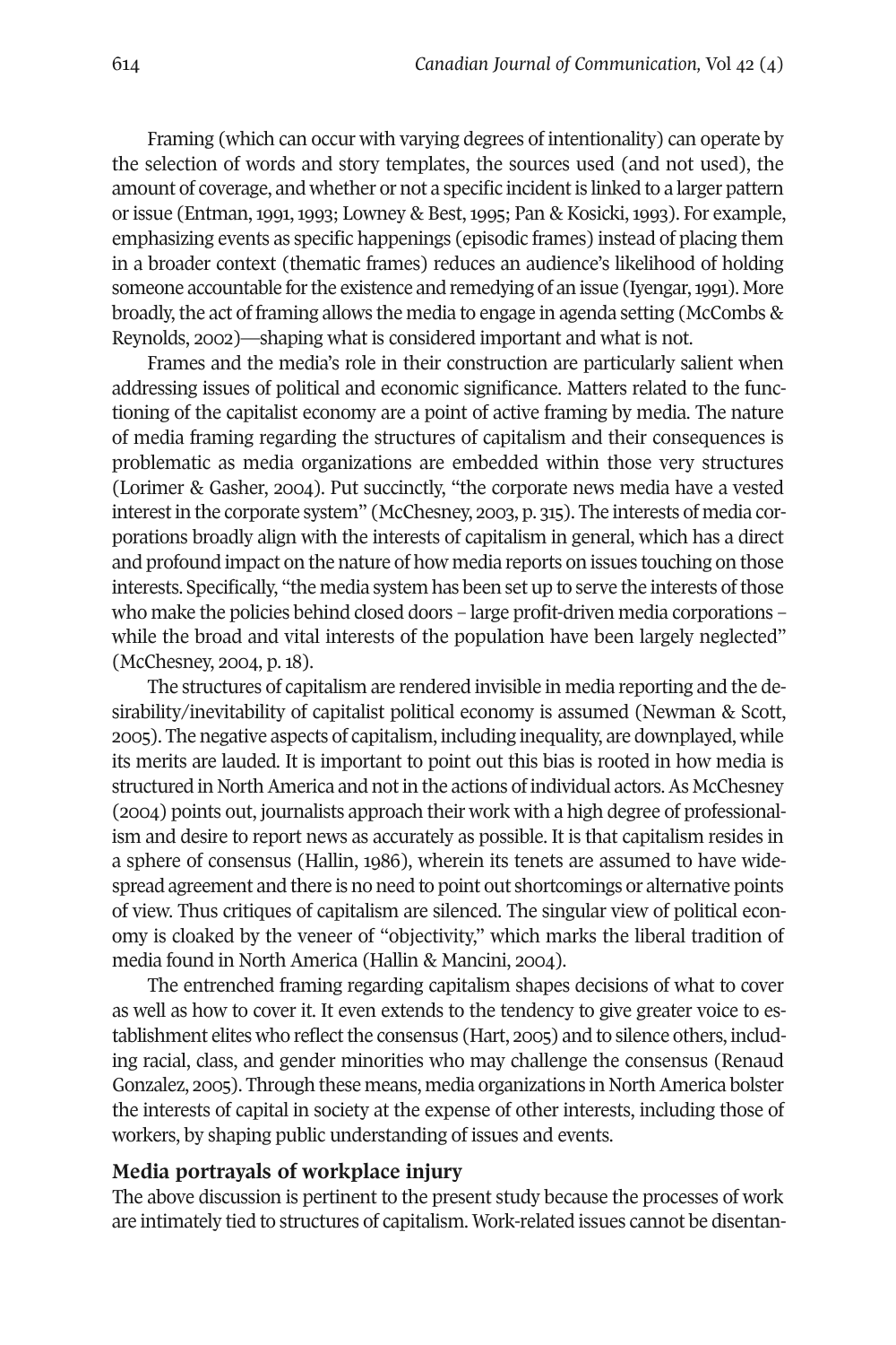Framing (which can occur with varying degrees of intentionality) can operate by the selection of words and story templates, the sources used (and not used), the amount of coverage, and whether or not a specific incident is linked to a larger pattern or issue (Entman, 1991, 1993; Lowney & Best, 1995; Pan & Kosicki, 1993). For example, emphasizing events as specific happenings (episodic frames) instead of placing them in a broader context (thematic frames) reduces an audience's likelihood of holding someone accountable for the existence and remedying of an issue (Iyengar, 1991). More broadly, the act of framing allows the media to engage in agenda setting (McCombs & Reynolds, 2002)—shaping what is considered important and what is not.

Frames and the media's role in their construction are particularly salient when addressing issues of political and economic significance. Matters related to the functioning of the capitalist economy are a point of active framing by media. The nature of media framing regarding the structures of capitalism and their consequences is problematic as media organizations are embedded within those very structures (Lorimer & Gasher, 2004). Put succinctly, "the corporate news media have a vested interest in the corporate system" (McChesney, 2003, p. 315). The interests of media corporations broadly align with the interests of capitalism in general, which has a direct and profound impact on the nature of how media reports on issues touching on those interests. Specifically, "the media system has been set up to serve the interests of those who make the policies behind closed doors – large profit-driven media corporations – while the broad and vital interests of the population have been largely neglected" (McChesney, 2004, p. 18).

The structures of capitalism are rendered invisible in media reporting and the desirability/inevitability of capitalist political economy is assumed (Newman & Scott, 2005). The negative aspects of capitalism, including inequality, are downplayed, while its merits are lauded. It is important to point out this bias is rooted in how media is structured in North America and not in the actions of individual actors. As McChesney (2004) points out, journalists approach their work with a high degree of professionalism and desire to report news as accurately as possible. It is that capitalism resides in a sphere of consensus (Hallin, 1986), wherein its tenets are assumed to have widespread agreement and there is no need to point out shortcomings or alternative points of view. Thus critiques of capitalism are silenced. The singular view of political economy is cloaked by the veneer of "objectivity," which marks the liberal tradition of media found in North America (Hallin & Mancini, 2004).

The entrenched framing regarding capitalism shapes decisions of what to cover as well as how to cover it. It even extends to the tendency to give greater voice to establishment elites who reflect the consensus (Hart, 2005) and to silence others, including racial, class, and gender minorities who may challenge the consensus (Renaud Gonzalez, 2005). Through these means, media organizations in North America bolster the interests of capital in society at the expense of other interests, including those of workers, by shaping public understanding of issues and events.

### Media portrayals of workplace injury

The above discussion is pertinent to the present study because the processes of work are intimately tied to structures of capitalism. Work-related issues cannot be disentan-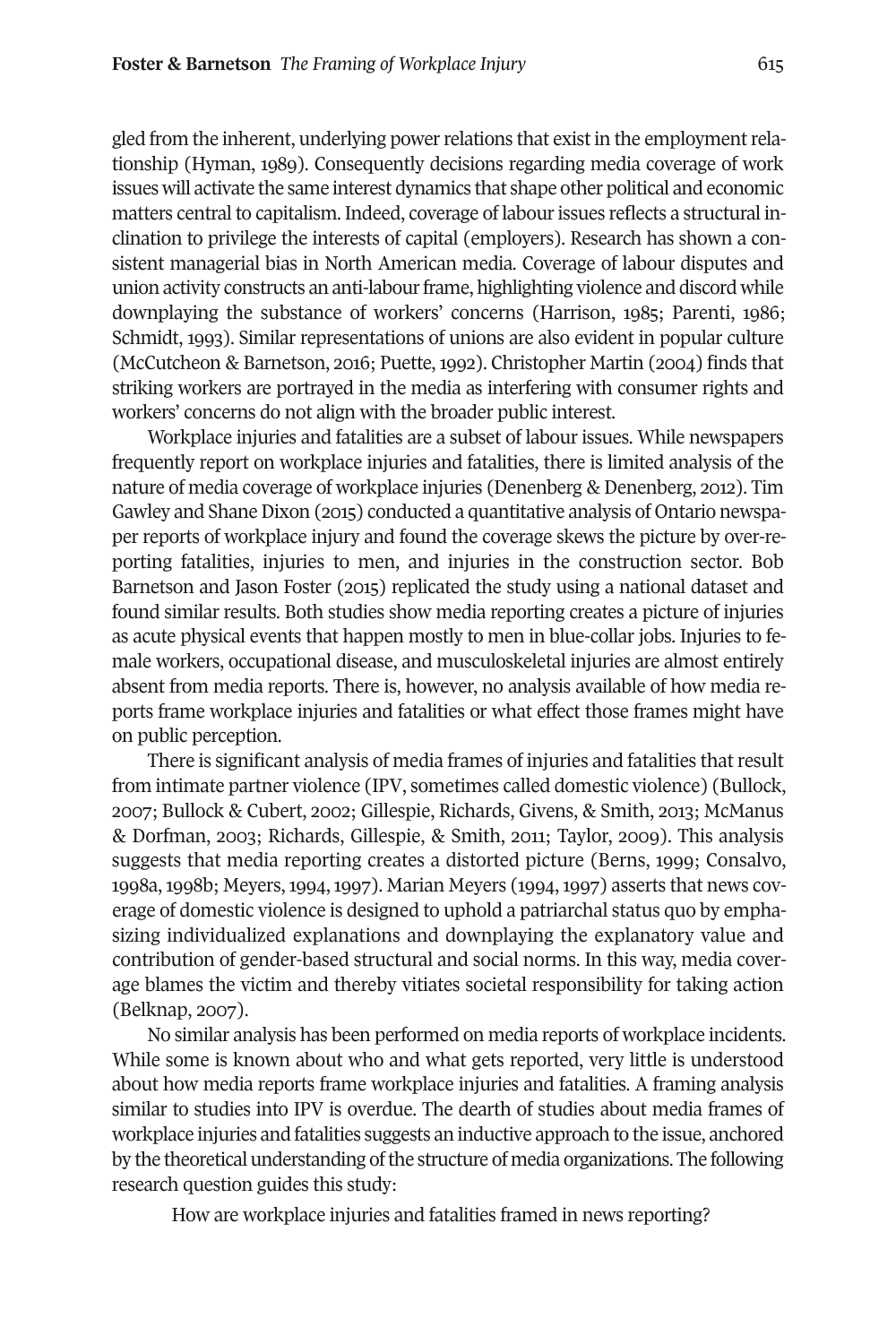gled from the inherent, underlying power relations that exist in the employment relationship (Hyman, 1989). Consequently decisions regarding media coverage of work issues will activate the same interest dynamics that shape other political and economic matters central to capitalism. Indeed, coverage of labour issues reflects a structural inclination to privilege the interests of capital (employers). Research has shown a consistent managerial bias in North American media. Coverage of labour disputes and union activity constructs an anti-labour frame, highlighting violence and discord while downplaying the substance of workers' concerns (Harrison, 1985; Parenti, 1986; Schmidt, 1993). Similar representations of unions are also evident in popular culture (McCutcheon & Barnetson, 2016; Puette, 1992). Christopher Martin (2004) finds that striking workers are portrayed in the media as interfering with consumer rights and workers' concerns do not align with the broader public interest.

Workplace injuries and fatalities are a subset of labour issues. While newspapers frequently report on workplace injuries and fatalities, there is limited analysis of the nature of media coverage of workplace injuries (Denenberg & Denenberg, 2012). Tim Gawley and Shane Dixon (2015) conducted a quantitative analysis of Ontario newspaper reports of workplace injury and found the coverage skews the picture by over-reporting fatalities, injuries to men, and injuries in the construction sector. Bob Barnetson and Jason Foster (2015) replicated the study using a national dataset and found similar results. Both studies show media reporting creates a picture of injuries as acute physical events that happen mostly to men in blue-collar jobs. Injuries to female workers, occupational disease, and musculoskeletal injuries are almost entirely absent from media reports. There is, however, no analysis available of how media reports frame workplace injuries and fatalities or what effect those frames might have on public perception.

There is significant analysis of media frames of injuries and fatalities that result from intimate partner violence (IPV, sometimes called domestic violence) (Bullock, 2007; Bullock & Cubert, 2002; Gillespie, Richards, Givens, & Smith, 2013; McManus & Dorfman, 2003; Richards, Gillespie, & Smith, 2011; Taylor, 2009). This analysis suggests that media reporting creates a distorted picture (Berns, 1999; Consalvo, 1998a, 1998b; Meyers, 1994, 1997). Marian Meyers (1994, 1997) asserts that news coverage of domestic violence is designed to uphold a patriarchal status quo by emphasizing individualized explanations and downplaying the explanatory value and contribution of gender-based structural and social norms. In this way, media coverage blames the victim and thereby vitiates societal responsibility for taking action (Belknap, 2007).

No similar analysis has been performed on media reports of workplace incidents. While some is known about who and what gets reported, very little is understood about how media reports frame workplace injuries and fatalities. A framing analysis similar to studies into IPV is overdue. The dearth of studies about media frames of workplace injuries and fatalities suggests an inductive approach to the issue, anchored by the theoretical understanding of the structure of media organizations. The following research question guides this study:

> How are workplace injuries and fatalities framed in news reporting?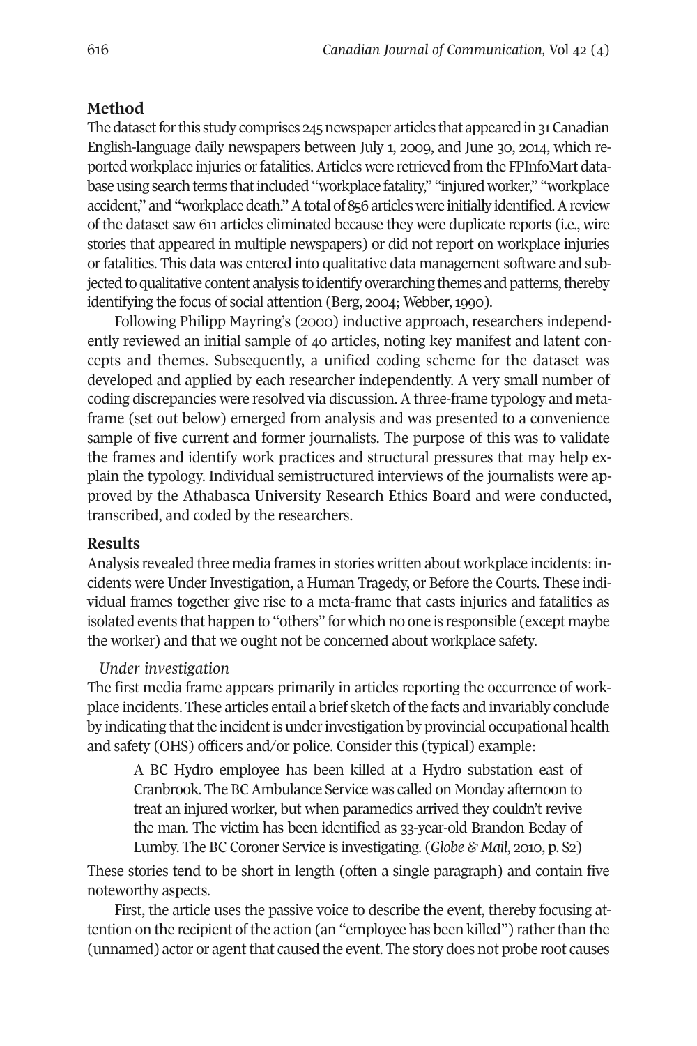## Method

The dataset for this study comprises 245 newspaper articles that appeared in 31 Canadian English-language daily newspapers between July 1, 2009, and June 30, 2014, which reported workplace injuries or fatalities. Articles were retrieved from the FPInfoMart database using search terms that included "workplace fatality," "injured worker," "workplace accident," and "workplace death." A total of 856 articles were initially identified. A review of the dataset saw 611 articles eliminated because they were duplicate reports (i.e., wire stories that appeared in multiple newspapers) or did not report on workplace injuries or fatalities. This data was entered into qualitative data management software and subjected to qualitative content analysis to identify overarching themes and patterns, thereby identifying the focus of social attention (Berg, 2004; Webber, 1990).

Following Philipp Mayring's (2000) inductive approach, researchers independently reviewed an initial sample of 40 articles, noting key manifest and latent concepts and themes. Subsequently, a unified coding scheme for the dataset was developed and applied by each researcher independently. A very small number of coding discrepancies were resolved via discussion. A three-frame typology and meta-frame (set out below) emerged from analysis and was presented to a convenience sample of five current and former journalists. The purpose of this was to validate the frames and identify work practices and structural pressures that may help explain the typology. Individual semistructured interviews of the journalists were approved by the Athabasca University Research Ethics Board and were conducted, transcribed, and coded by the researchers.

## Results

Analysis revealed three media frames in stories written about workplace incidents: incidents were Under Investigation, a Human Tragedy, or Before the Courts. These individual frames together give rise to a meta-frame that casts injuries and fatalities as isolated events that happen to "others" for which no one is responsible (except maybe the worker) and that we ought not be concerned about workplace safety.

### *Under investigation*

The first media frame appears primarily in articles reporting the occurrence of workplace incidents. These articles entail a brief sketch of the facts and invariably conclude by indicating that the incident is under investigation by provincial occupational health and safety (OHS) officers and/or police. Consider this (typical) example:

> A BC Hydro employee has been killed at a Hydro substation east of Cranbrook. The BC Ambulance Service was called on Monday afternoon to treat an injured worker, but when paramedics arrived they couldn't revive the man. The victim has been identified as 33-year-old Brandon Beday of Lumby. The BC Coroner Service is investigating. (*Globe & Mail*, 2010, p. S2)

These stories tend to be short in length (often a single paragraph) and contain five noteworthy aspects.

First, the article uses the passive voice to describe the event, thereby focusing attention on the recipient of the action (an "employee has been killed") rather than the (unnamed) actor or agent that caused the event. The story does not probe root causes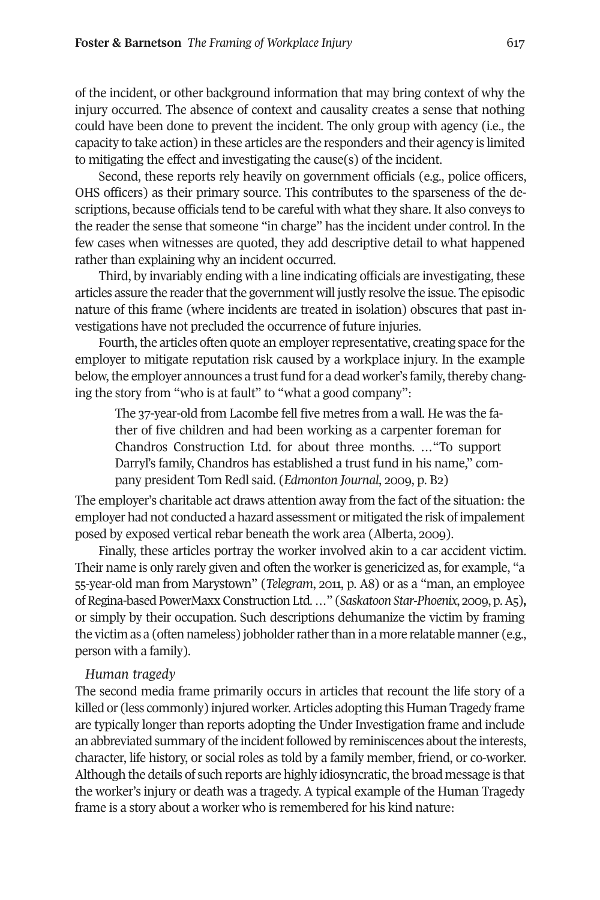of the incident, or other background information that may bring context of why the injury occurred. The absence of context and causality creates a sense that nothing could have been done to prevent the incident. The only group with agency (i.e., the capacity to take action) in these articles are the responders and their agency is limited to mitigating the effect and investigating the cause(s) of the incident.

Second, these reports rely heavily on government officials (e.g., police officers, OHS officers) as their primary source. This contributes to the sparseness of the descriptions, because officials tend to be careful with what they share. It also conveys to the reader the sense that someone "in charge" has the incident under control. In the few cases when witnesses are quoted, they add descriptive detail to what happened rather than explaining why an incident occurred.

Third, by invariably ending with a line indicating officials are investigating, these articles assure the reader that the government will justly resolve the issue. The episodic nature of this frame (where incidents are treated in isolation) obscures that past investigations have not precluded the occurrence of future injuries.

Fourth, the articles often quote an employer representative, creating space for the employer to mitigate reputation risk caused by a workplace injury. In the example below, the employer announces a trust fund for a dead worker's family, thereby changing the story from "who is at fault" to "what a good company":

> The 37-year-old from Lacombe fell five metres from a wall. He was the father of five children and had been working as a carpenter foreman for Chandros Construction Ltd. for about three months. …"To support Darryl's family, Chandros has established a trust fund in his name," company president Tom Redl said. (*Edmonton Journal*, 2009, p. B2)

The employer's charitable act draws attention away from the fact of the situation: the employer had not conducted a hazard assessment or mitigated the risk of impalement posed by exposed vertical rebar beneath the work area (Alberta, 2009).

Finally, these articles portray the worker involved akin to a car accident victim. Their name is only rarely given and often the worker is genericized as, for example, "a 55-year-old man from Marystown" (*Telegram*, 2011, p. A8) or as a "man, an employee of Regina-based PowerMaxx Construction Ltd. …" (*Saskatoon Star-Phoenix*, 2009, p. A5), or simply by their occupation. Such descriptions dehumanize the victim by framing the victim as a (often nameless) jobholder rather than in a more relatable manner (e.g., person with a family).

### *Human tragedy*

The second media frame primarily occurs in articles that recount the life story of a killed or (less commonly) injured worker. Articles adopting this Human Tragedy frame are typically longer than reports adopting the Under Investigation frame and include an abbreviated summary of the incident followed by reminiscences about the interests, character, life history, or social roles as told by a family member, friend, or co-worker. Although the details of such reports are highly idiosyncratic, the broad message is that the worker's injury or death was a tragedy. A typical example of the Human Tragedy frame is a story about a worker who is remembered for his kind nature: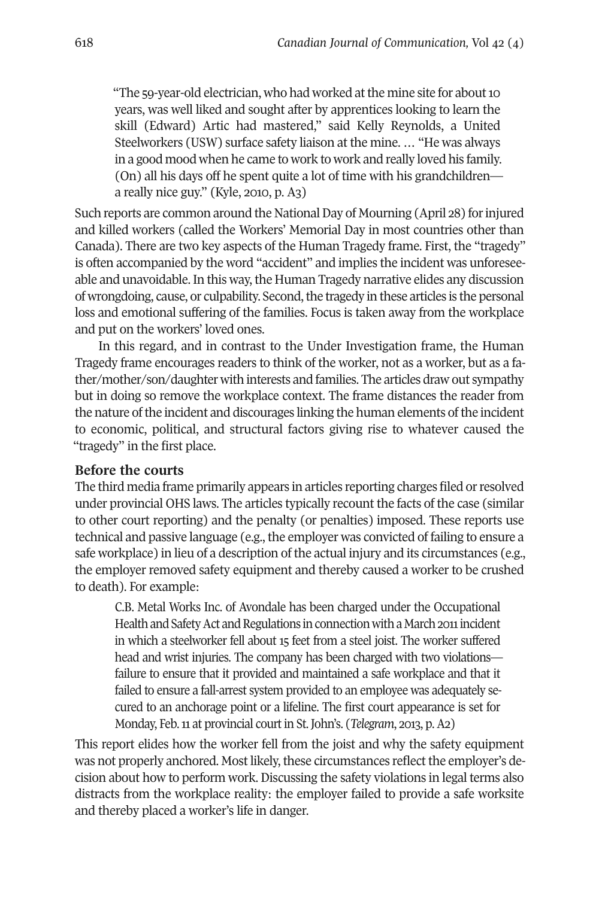> "The 59-year-old electrician, who had worked at the mine site for about 10 years, was well liked and sought after by apprentices looking to learn the skill (Edward) Artic had mastered," said Kelly Reynolds, a United Steelworkers (USW) surface safety liaison at the mine. … "He was always in a good mood when he came to work to work and really loved his family. (On) all his days off he spent quite a lot of time with his grandchildren—a really nice guy." (Kyle, 2010, p. A3)

Such reports are common around the National Day of Mourning (April 28) for injured and killed workers (called the Workers' Memorial Day in most countries other than Canada). There are two key aspects of the Human Tragedy frame. First, the "tragedy" is often accompanied by the word "accident" and implies the incident was unforeseeable and unavoidable. In this way, the Human Tragedy narrative elides any discussion of wrongdoing, cause, or culpability. Second, the tragedy in these articles is the personal loss and emotional suffering of the families. Focus is taken away from the workplace and put on the workers' loved ones.

In this regard, and in contrast to the Under Investigation frame, the Human Tragedy frame encourages readers to think of the worker, not as a worker, but as a father/mother/son/daughter with interests and families. The articles draw out sympathy but in doing so remove the workplace context. The frame distances the reader from the nature of the incident and discourages linking the human elements of the incident to economic, political, and structural factors giving rise to whatever caused the "tragedy" in the first place.

### Before the courts

The third media frame primarily appears in articles reporting charges filed or resolved under provincial OHS laws. The articles typically recount the facts of the case (similar to other court reporting) and the penalty (or penalties) imposed. These reports use technical and passive language (e.g., the employer was convicted of failing to ensure a safe workplace) in lieu of a description of the actual injury and its circumstances (e.g., the employer removed safety equipment and thereby caused a worker to be crushed to death). For example:

> C.B. Metal Works Inc. of Avondale has been charged under the Occupational Health and Safety Act and Regulations in connection with a March 2011 incident in which a steelworker fell about 15 feet from a steel joist. The worker suffered head and wrist injuries. The company has been charged with two violations—failure to ensure that it provided and maintained a safe workplace and that it failed to ensure a fall-arrest system provided to an employee was adequately secured to an anchorage point or a lifeline. The first court appearance is set for Monday, Feb. 11 at provincial court in St. John's. (*Telegram*, 2013, p. A2)

This report elides how the worker fell from the joist and why the safety equipment was not properly anchored. Most likely, these circumstances reflect the employer's decision about how to perform work. Discussing the safety violations in legal terms also distracts from the workplace reality: the employer failed to provide a safe worksite and thereby placed a worker's life in danger.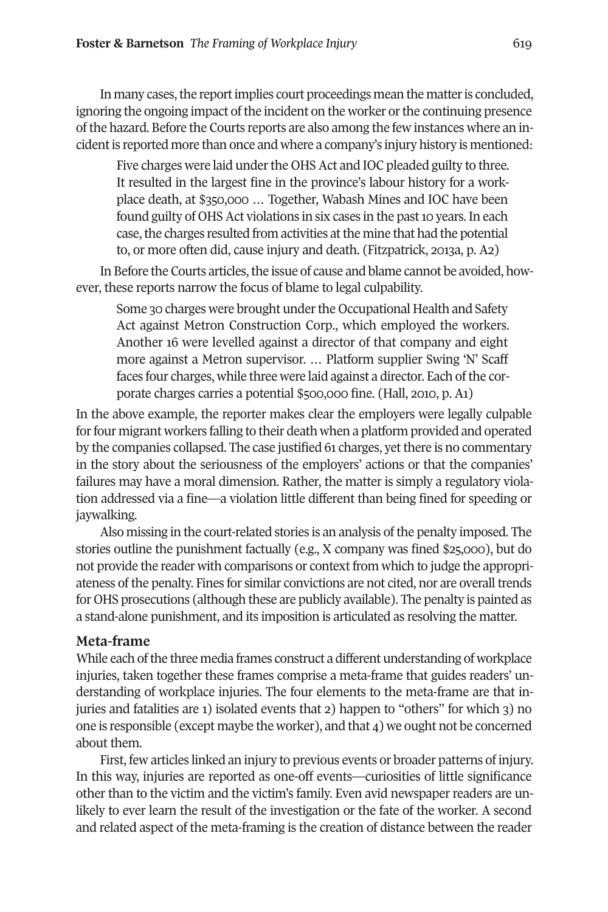In many cases, the report implies court proceedings mean the matter is concluded, ignoring the ongoing impact of the incident on the worker or the continuing presence of the hazard. Before the Courts reports are also among the few instances where an incident is reported more than once and where a company's injury history is mentioned:

> Five charges were laid under the OHS Act and IOC pleaded guilty to three. It resulted in the largest fine in the province's labour history for a workplace death, at $350,000 … Together, Wabash Mines and IOC have been found guilty of OHS Act violations in six cases in the past 10 years. In each case, the charges resulted from activities at the mine that had the potential to, or more often did, cause injury and death. (Fitzpatrick, 2013a, p. A2)

In Before the Courts articles, the issue of cause and blame cannot be avoided, however, these reports narrow the focus of blame to legal culpability.

> Some 30 charges were brought under the Occupational Health and Safety Act against Metron Construction Corp., which employed the workers. Another 16 were levelled against a director of that company and eight more against a Metron supervisor. … Platform supplier Swing 'N' Scaff faces four charges, while three were laid against a director. Each of the corporate charges carries a potential $500,000 fine. (Hall, 2010, p. A1)

In the above example, the reporter makes clear the employers were legally culpable for four migrant workers falling to their death when a platform provided and operated by the companies collapsed. The case justified 61 charges, yet there is no commentary in the story about the seriousness of the employers' actions or that the companies' failures may have a moral dimension. Rather, the matter is simply a regulatory violation addressed via a fine—a violation little different than being fined for speeding or jaywalking.

Also missing in the court-related stories is an analysis of the penalty imposed. The stories outline the punishment factually (e.g., X company was fined $25,000), but do not provide the reader with comparisons or context from which to judge the appropriateness of the penalty. Fines for similar convictions are not cited, nor are overall trends for OHS prosecutions (although these are publicly available). The penalty is painted as a stand-alone punishment, and its imposition is articulated as resolving the matter.

## Meta-frame

While each of the three media frames construct a different understanding of workplace injuries, taken together these frames comprise a meta-frame that guides readers' understanding of workplace injuries. The four elements to the meta-frame are that injuries and fatalities are 1) isolated events that 2) happen to "others" for which 3) no one is responsible (except maybe the worker), and that 4) we ought not be concerned about them.

First, few articles linked an injury to previous events or broader patterns of injury. In this way, injuries are reported as one-off events—curiosities of little significance other than to the victim and the victim's family. Even avid newspaper readers are unlikely to ever learn the result of the investigation or the fate of the worker. A second and related aspect of the meta-framing is the creation of distance between the reader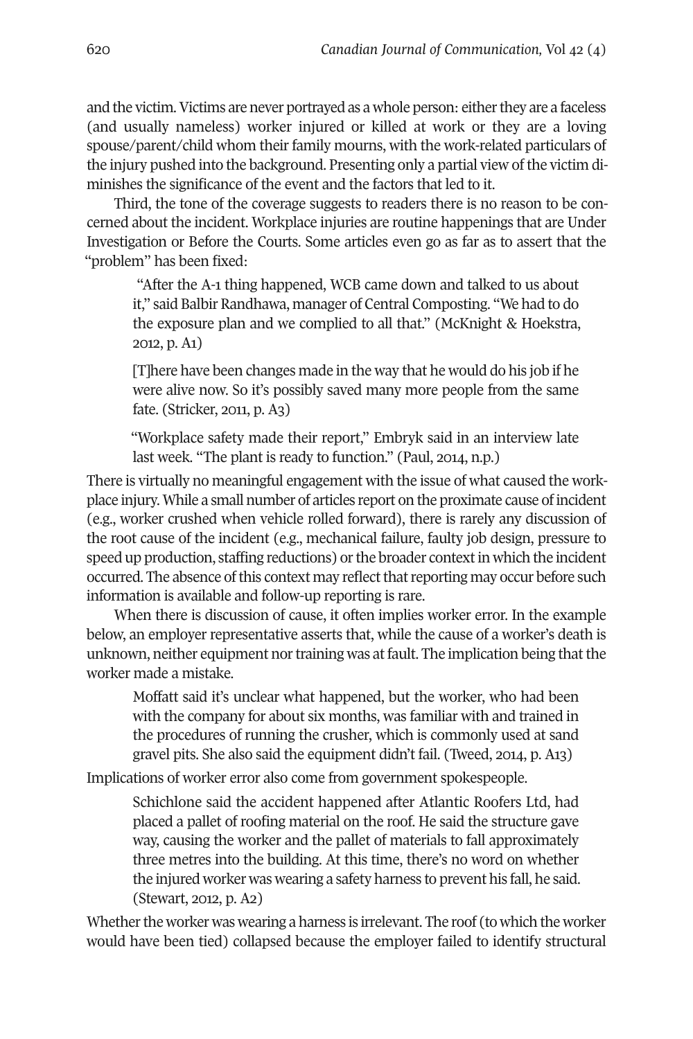and the victim. Victims are never portrayed as a whole person: either they are a faceless (and usually nameless) worker injured or killed at work or they are a loving spouse/parent/child whom their family mourns, with the work-related particulars of the injury pushed into the background. Presenting only a partial view of the victim diminishes the significance of the event and the factors that led to it.

Third, the tone of the coverage suggests to readers there is no reason to be concerned about the incident. Workplace injuries are routine happenings that are Under Investigation or Before the Courts. Some articles even go as far as to assert that the "problem" has been fixed:

> "After the A-1 thing happened, WCB came down and talked to us about it," said Balbir Randhawa, manager of Central Composting. "We had to do the exposure plan and we complied to all that." (McKnight & Hoekstra, 2012, p. A1)
>
> [T]here have been changes made in the way that he would do his job if he were alive now. So it's possibly saved many more people from the same fate. (Stricker, 2011, p. A3)
>
> "Workplace safety made their report," Embryk said in an interview late last week. "The plant is ready to function." (Paul, 2014, n.p.)

There is virtually no meaningful engagement with the issue of what caused the workplace injury. While a small number of articles report on the proximate cause of incident (e.g., worker crushed when vehicle rolled forward), there is rarely any discussion of the root cause of the incident (e.g., mechanical failure, faulty job design, pressure to speed up production, staffing reductions) or the broader context in which the incident occurred. The absence of this context may reflect that reporting may occur before such information is available and follow-up reporting is rare.

When there is discussion of cause, it often implies worker error. In the example below, an employer representative asserts that, while the cause of a worker's death is unknown, neither equipment nor training was at fault. The implication being that the worker made a mistake.

> Moffatt said it's unclear what happened, but the worker, who had been with the company for about six months, was familiar with and trained in the procedures of running the crusher, which is commonly used at sand gravel pits. She also said the equipment didn't fail. (Tweed, 2014, p. A13)

Implications of worker error also come from government spokespeople.

> Schichlone said the accident happened after Atlantic Roofers Ltd, had placed a pallet of roofing material on the roof. He said the structure gave way, causing the worker and the pallet of materials to fall approximately three metres into the building. At this time, there's no word on whether the injured worker was wearing a safety harness to prevent his fall, he said. (Stewart, 2012, p. A2)

Whether the worker was wearing a harness is irrelevant. The roof (to which the worker would have been tied) collapsed because the employer failed to identify structural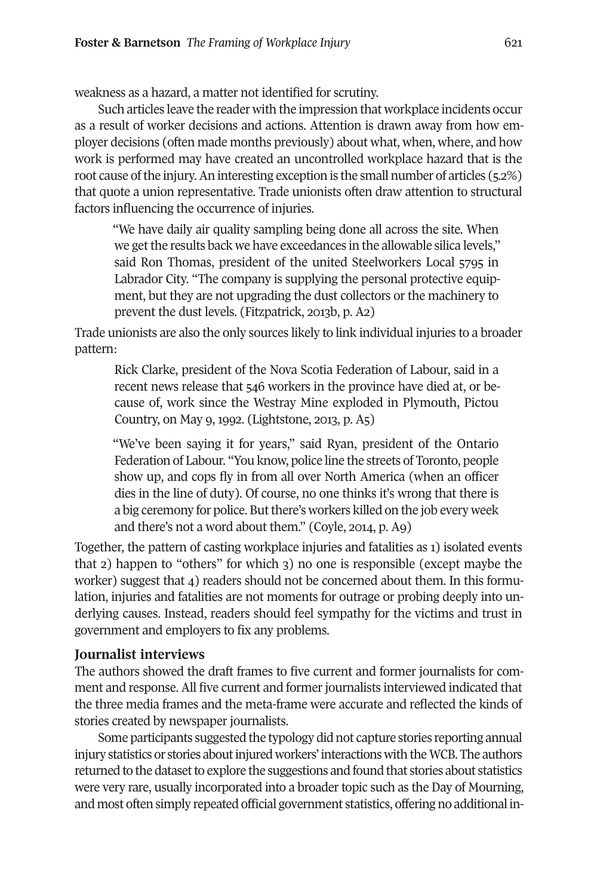weakness as a hazard, a matter not identified for scrutiny.

Such articles leave the reader with the impression that workplace incidents occur as a result of worker decisions and actions. Attention is drawn away from how employer decisions (often made months previously) about what, when, where, and how work is performed may have created an uncontrolled workplace hazard that is the root cause of the injury. An interesting exception is the small number of articles (5.2%) that quote a union representative. Trade unionists often draw attention to structural factors influencing the occurrence of injuries.

> "We have daily air quality sampling being done all across the site. When we get the results back we have exceedances in the allowable silica levels," said Ron Thomas, president of the united Steelworkers Local 5795 in Labrador City. "The company is supplying the personal protective equipment, but they are not upgrading the dust collectors or the machinery to prevent the dust levels. (Fitzpatrick, 2013b, p. A2)

Trade unionists are also the only sources likely to link individual injuries to a broader pattern:

> Rick Clarke, president of the Nova Scotia Federation of Labour, said in a recent news release that 546 workers in the province have died at, or because of, work since the Westray Mine exploded in Plymouth, Pictou Country, on May 9, 1992. (Lightstone, 2013, p. A5)

> "We've been saying it for years," said Ryan, president of the Ontario Federation of Labour. "You know, police line the streets of Toronto, people show up, and cops fly in from all over North America (when an officer dies in the line of duty). Of course, no one thinks it's wrong that there is a big ceremony for police. But there's workers killed on the job every week and there's not a word about them." (Coyle, 2014, p. A9)

Together, the pattern of casting workplace injuries and fatalities as 1) isolated events that 2) happen to "others" for which 3) no one is responsible (except maybe the worker) suggest that 4) readers should not be concerned about them. In this formulation, injuries and fatalities are not moments for outrage or probing deeply into underlying causes. Instead, readers should feel sympathy for the victims and trust in government and employers to fix any problems.

## Journalist interviews

The authors showed the draft frames to five current and former journalists for comment and response. All five current and former journalists interviewed indicated that the three media frames and the meta-frame were accurate and reflected the kinds of stories created by newspaper journalists.

Some participants suggested the typology did not capture stories reporting annual injury statistics or stories about injured workers' interactions with the WCB. The authors returned to the dataset to explore the suggestions and found that stories about statistics were very rare, usually incorporated into a broader topic such as the Day of Mourning, and most often simply repeated official government statistics, offering no additional in-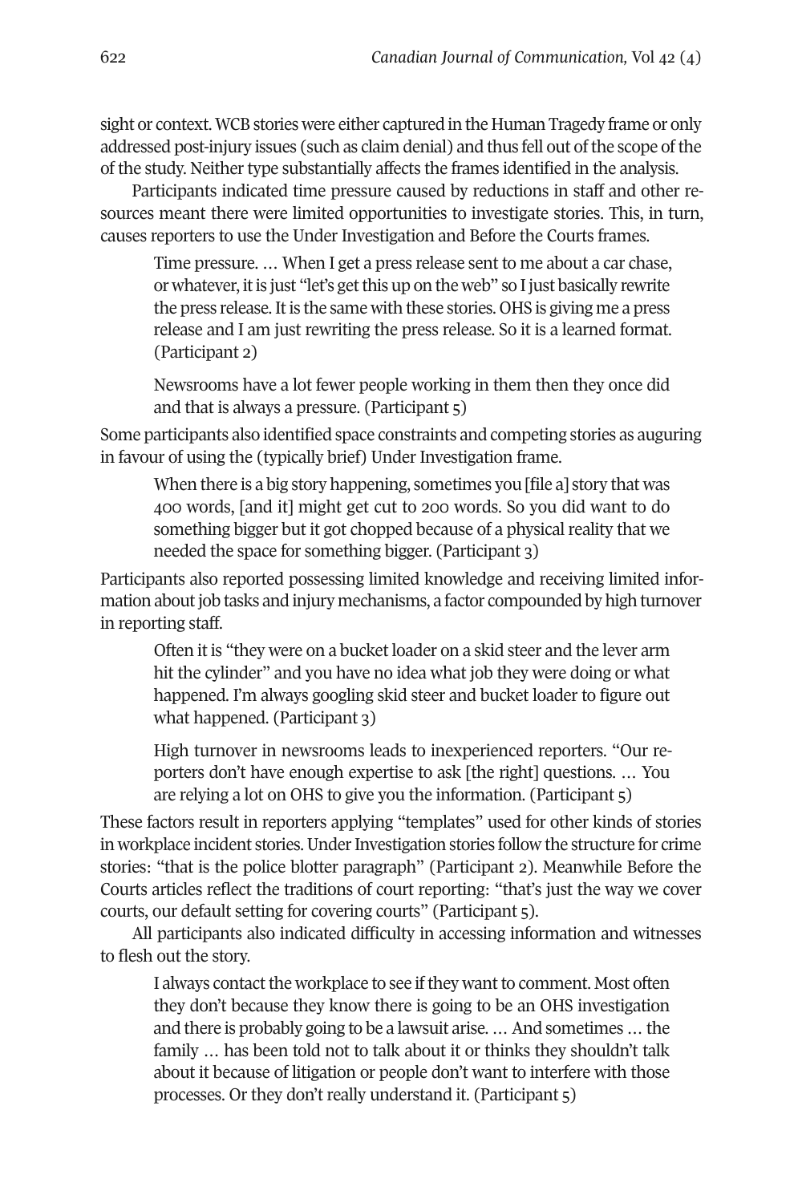sight or context. WCB stories were either captured in the Human Tragedy frame or only addressed post-injury issues (such as claim denial) and thus fell out of the scope of the of the study. Neither type substantially affects the frames identified in the analysis.

Participants indicated time pressure caused by reductions in staff and other resources meant there were limited opportunities to investigate stories. This, in turn, causes reporters to use the Under Investigation and Before the Courts frames.

> Time pressure. … When I get a press release sent to me about a car chase, or whatever, it is just "let's get this up on the web" so I just basically rewrite the press release. It is the same with these stories. OHS is giving me a press release and I am just rewriting the press release. So it is a learned format. (Participant 2)

> Newsrooms have a lot fewer people working in them then they once did and that is always a pressure. (Participant 5)

Some participants also identified space constraints and competing stories as auguring in favour of using the (typically brief) Under Investigation frame.

> When there is a big story happening, sometimes you [file a] story that was 400 words, [and it] might get cut to 200 words. So you did want to do something bigger but it got chopped because of a physical reality that we needed the space for something bigger. (Participant 3)

Participants also reported possessing limited knowledge and receiving limited information about job tasks and injury mechanisms, a factor compounded by high turnover in reporting staff.

> Often it is "they were on a bucket loader on a skid steer and the lever arm hit the cylinder" and you have no idea what job they were doing or what happened. I'm always googling skid steer and bucket loader to figure out what happened. (Participant 3)

> High turnover in newsrooms leads to inexperienced reporters. "Our reporters don't have enough expertise to ask [the right] questions. … You are relying a lot on OHS to give you the information. (Participant 5)

These factors result in reporters applying "templates" used for other kinds of stories in workplace incident stories. Under Investigation stories follow the structure for crime stories: "that is the police blotter paragraph" (Participant 2). Meanwhile Before the Courts articles reflect the traditions of court reporting: "that's just the way we cover courts, our default setting for covering courts" (Participant 5).

All participants also indicated difficulty in accessing information and witnesses to flesh out the story.

> I always contact the workplace to see if they want to comment. Most often they don't because they know there is going to be an OHS investigation and there is probably going to be a lawsuit arise. … And sometimes … the family … has been told not to talk about it or thinks they shouldn't talk about it because of litigation or people don't want to interfere with those processes. Or they don't really understand it. (Participant 5)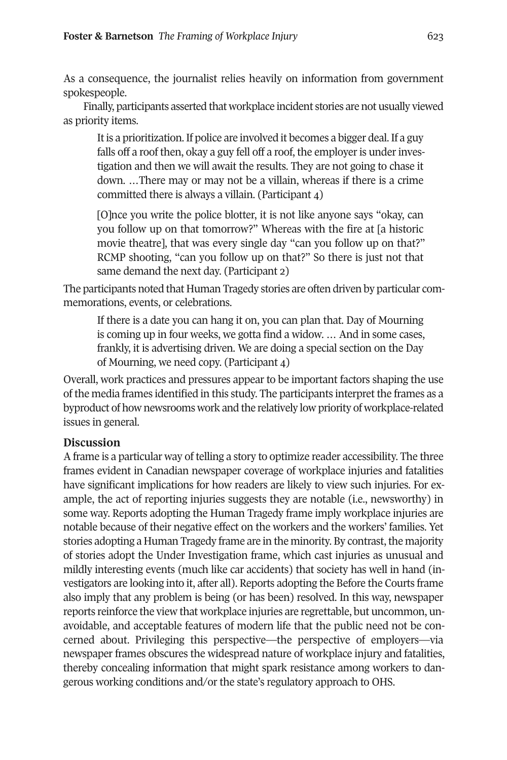As a consequence, the journalist relies heavily on information from government spokespeople.

Finally, participants asserted that workplace incident stories are not usually viewed as priority items.

> It is a prioritization. If police are involved it becomes a bigger deal. If a guy falls off a roof then, okay a guy fell off a roof, the employer is under investigation and then we will await the results. They are not going to chase it down. …There may or may not be a villain, whereas if there is a crime committed there is always a villain. (Participant 4)

> [O]nce you write the police blotter, it is not like anyone says "okay, can you follow up on that tomorrow?" Whereas with the fire at [a historic movie theatre], that was every single day "can you follow up on that?" RCMP shooting, "can you follow up on that?" So there is just not that same demand the next day. (Participant 2)

The participants noted that Human Tragedy stories are often driven by particular commemorations, events, or celebrations.

> If there is a date you can hang it on, you can plan that. Day of Mourning is coming up in four weeks, we gotta find a widow. … And in some cases, frankly, it is advertising driven. We are doing a special section on the Day of Mourning, we need copy. (Participant 4)

Overall, work practices and pressures appear to be important factors shaping the use of the media frames identified in this study. The participants interpret the frames as a byproduct of how newsrooms work and the relatively low priority of workplace-related issues in general.

## Discussion

A frame is a particular way of telling a story to optimize reader accessibility. The three frames evident in Canadian newspaper coverage of workplace injuries and fatalities have significant implications for how readers are likely to view such injuries. For example, the act of reporting injuries suggests they are notable (i.e., newsworthy) in some way. Reports adopting the Human Tragedy frame imply workplace injuries are notable because of their negative effect on the workers and the workers' families. Yet stories adopting a Human Tragedy frame are in the minority. By contrast, the majority of stories adopt the Under Investigation frame, which cast injuries as unusual and mildly interesting events (much like car accidents) that society has well in hand (investigators are looking into it, after all). Reports adopting the Before the Courts frame also imply that any problem is being (or has been) resolved. In this way, newspaper reports reinforce the view that workplace injuries are regrettable, but uncommon, unavoidable, and acceptable features of modern life that the public need not be concerned about. Privileging this perspective—the perspective of employers—via newspaper frames obscures the widespread nature of workplace injury and fatalities, thereby concealing information that might spark resistance among workers to dangerous working conditions and/or the state's regulatory approach to OHS.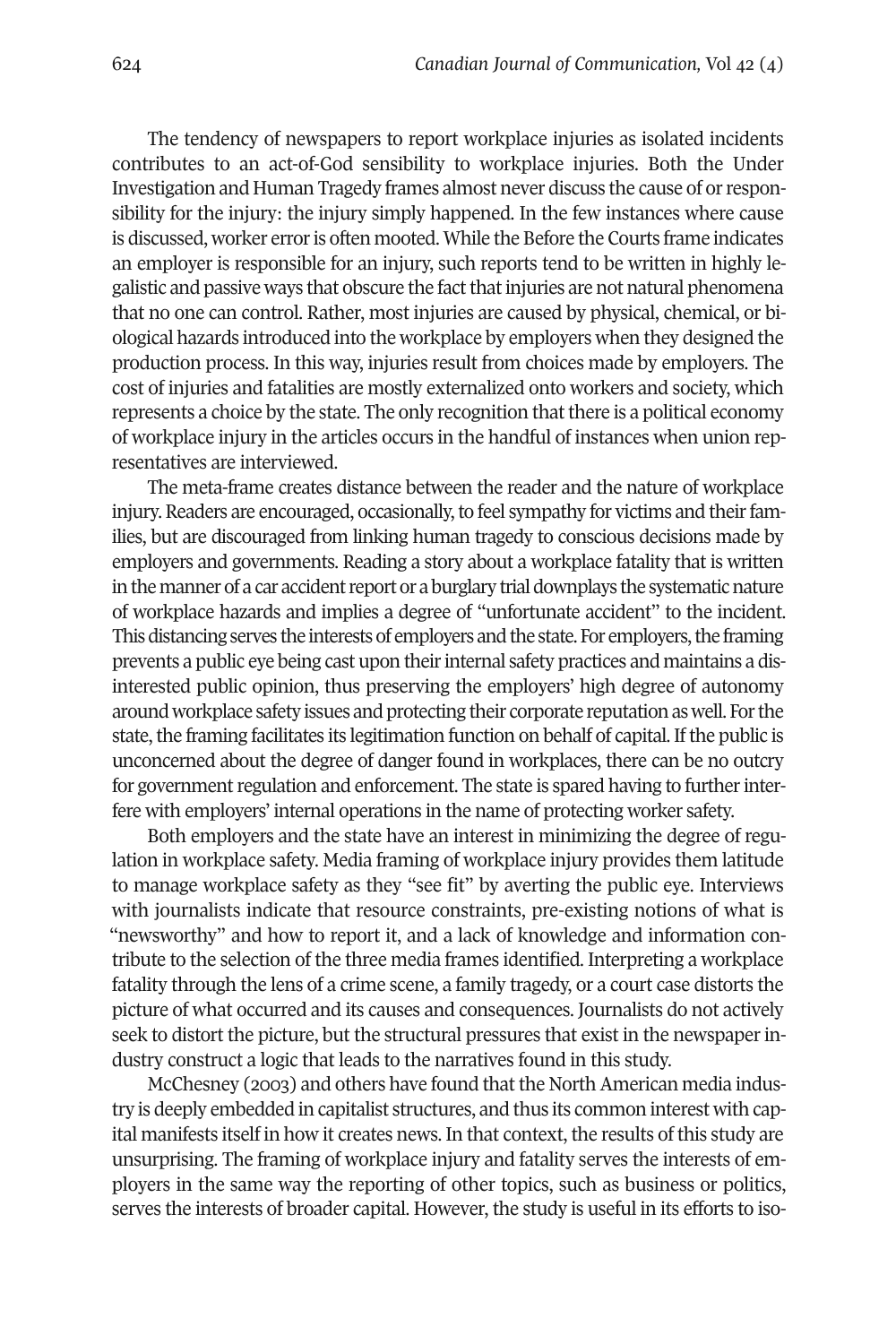The tendency of newspapers to report workplace injuries as isolated incidents contributes to an act-of-God sensibility to workplace injuries. Both the Under Investigation and Human Tragedy frames almost never discuss the cause of or responsibility for the injury: the injury simply happened. In the few instances where cause is discussed, worker error is often mooted. While the Before the Courts frame indicates an employer is responsible for an injury, such reports tend to be written in highly legalistic and passive ways that obscure the fact that injuries are not natural phenomena that no one can control. Rather, most injuries are caused by physical, chemical, or biological hazards introduced into the workplace by employers when they designed the production process. In this way, injuries result from choices made by employers. The cost of injuries and fatalities are mostly externalized onto workers and society, which represents a choice by the state. The only recognition that there is a political economy of workplace injury in the articles occurs in the handful of instances when union representatives are interviewed.

The meta-frame creates distance between the reader and the nature of workplace injury. Readers are encouraged, occasionally, to feel sympathy for victims and their families, but are discouraged from linking human tragedy to conscious decisions made by employers and governments. Reading a story about a workplace fatality that is written in the manner of a car accident report or a burglary trial downplays the systematic nature of workplace hazards and implies a degree of "unfortunate accident" to the incident. This distancing serves the interests of employers and the state. For employers, the framing prevents a public eye being cast upon their internal safety practices and maintains a disinterested public opinion, thus preserving the employers' high degree of autonomy around workplace safety issues and protecting their corporate reputation as well. For the state, the framing facilitates its legitimation function on behalf of capital. If the public is unconcerned about the degree of danger found in workplaces, there can be no outcry for government regulation and enforcement. The state is spared having to further interfere with employers' internal operations in the name of protecting worker safety.

Both employers and the state have an interest in minimizing the degree of regulation in workplace safety. Media framing of workplace injury provides them latitude to manage workplace safety as they "see fit" by averting the public eye. Interviews with journalists indicate that resource constraints, pre-existing notions of what is "newsworthy" and how to report it, and a lack of knowledge and information contribute to the selection of the three media frames identified. Interpreting a workplace fatality through the lens of a crime scene, a family tragedy, or a court case distorts the picture of what occurred and its causes and consequences. Journalists do not actively seek to distort the picture, but the structural pressures that exist in the newspaper industry construct a logic that leads to the narratives found in this study.

McChesney (2003) and others have found that the North American media industry is deeply embedded in capitalist structures, and thus its common interest with capital manifests itself in how it creates news. In that context, the results of this study are unsurprising. The framing of workplace injury and fatality serves the interests of employers in the same way the reporting of other topics, such as business or politics, serves the interests of broader capital. However, the study is useful in its efforts to iso-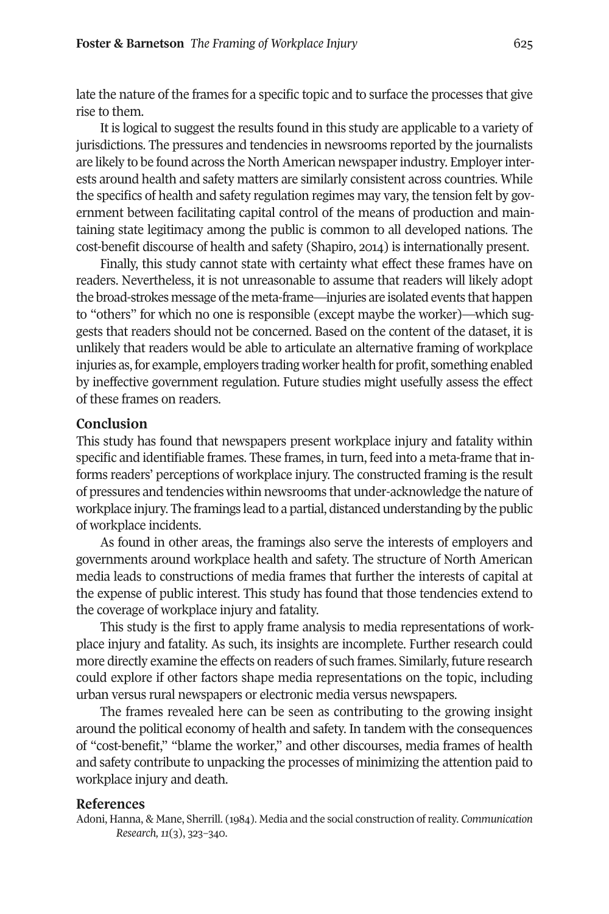late the nature of the frames for a specific topic and to surface the processes that give rise to them.

It is logical to suggest the results found in this study are applicable to a variety of jurisdictions. The pressures and tendencies in newsrooms reported by the journalists are likely to be found across the North American newspaper industry. Employer interests around health and safety matters are similarly consistent across countries. While the specifics of health and safety regulation regimes may vary, the tension felt by government between facilitating capital control of the means of production and maintaining state legitimacy among the public is common to all developed nations. The cost-benefit discourse of health and safety (Shapiro, 2014) is internationally present.

Finally, this study cannot state with certainty what effect these frames have on readers. Nevertheless, it is not unreasonable to assume that readers will likely adopt the broad-strokes message of the meta-frame—injuries are isolated events that happen to "others" for which no one is responsible (except maybe the worker)—which suggests that readers should not be concerned. Based on the content of the dataset, it is unlikely that readers would be able to articulate an alternative framing of workplace injuries as, for example, employers trading worker health for profit, something enabled by ineffective government regulation. Future studies might usefully assess the effect of these frames on readers.

## Conclusion

This study has found that newspapers present workplace injury and fatality within specific and identifiable frames. These frames, in turn, feed into a meta-frame that informs readers' perceptions of workplace injury. The constructed framing is the result of pressures and tendencies within newsrooms that under-acknowledge the nature of workplace injury. The framings lead to a partial, distanced understanding by the public of workplace incidents.

As found in other areas, the framings also serve the interests of employers and governments around workplace health and safety. The structure of North American media leads to constructions of media frames that further the interests of capital at the expense of public interest. This study has found that those tendencies extend to the coverage of workplace injury and fatality.

This study is the first to apply frame analysis to media representations of workplace injury and fatality. As such, its insights are incomplete. Further research could more directly examine the effects on readers of such frames. Similarly, future research could explore if other factors shape media representations on the topic, including urban versus rural newspapers or electronic media versus newspapers.

The frames revealed here can be seen as contributing to the growing insight around the political economy of health and safety. In tandem with the consequences of "cost-benefit," "blame the worker," and other discourses, media frames of health and safety contribute to unpacking the processes of minimizing the attention paid to workplace injury and death.

## References

Adoni, Hanna, & Mane, Sherrill. (1984). Media and the social construction of reality. *Communication Research, 11*(3), 323–340.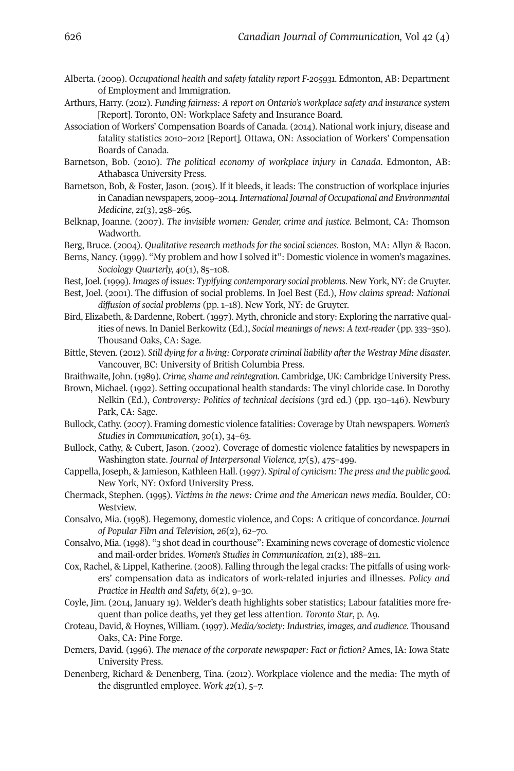Alberta. (2009). *Occupational health and safety fatality report F-205931*. Edmonton, AB: Department of Employment and Immigration.

Arthurs, Harry. (2012). *Funding fairness: A report on Ontario's workplace safety and insurance system* [Report]. Toronto, ON: Workplace Safety and Insurance Board.

Association of Workers' Compensation Boards of Canada. (2014). National work injury, disease and fatality statistics 2010–2012 [Report]. Ottawa, ON: Association of Workers' Compensation Boards of Canada.

Barnetson, Bob. (2010). *The political economy of workplace injury in Canada*. Edmonton, AB: Athabasca University Press.

Barnetson, Bob, & Foster, Jason. (2015). If it bleeds, it leads: The construction of workplace injuries in Canadian newspapers, 2009–2014. *International Journal of Occupational and Environmental Medicine*, *21*(3), 258–265.

Belknap, Joanne. (2007). *The invisible women: Gender, crime and justice*. Belmont, CA: Thomson Wadworth.

Berg, Bruce. (2004). *Qualitative research methods for the social sciences*. Boston, MA: Allyn & Bacon.

Berns, Nancy. (1999). "My problem and how I solved it": Domestic violence in women's magazines. *Sociology Quarterly, 40*(1), 85–108.

Best, Joel. (1999). *Images of issues: Typifying contemporary social problems*. New York, NY: de Gruyter.

Best, Joel. (2001). The diffusion of social problems. In Joel Best (Ed.), *How claims spread: National diffusion of social problems* (pp. 1–18). New York, NY: de Gruyter.

Bird, Elizabeth, & Dardenne, Robert. (1997). Myth, chronicle and story: Exploring the narrative qualities of news. In Daniel Berkowitz (Ed.), *Social meanings of news: A text-reader* (pp. 333–350). Thousand Oaks, CA: Sage.

Bittle, Steven. (2012). *Still dying for a living: Corporate criminal liability after the Westray Mine disaster*. Vancouver, BC: University of British Columbia Press.

Braithwaite, John. (1989). *Crime, shame and reintegration*. Cambridge, UK: Cambridge University Press.

Brown, Michael. (1992). Setting occupational health standards: The vinyl chloride case. In Dorothy Nelkin (Ed.), *Controversy: Politics of technical decisions* (3rd ed.) (pp. 130–146). Newbury Park, CA: Sage.

Bullock, Cathy. (2007). Framing domestic violence fatalities: Coverage by Utah newspapers. *Women's Studies in Communication, 30*(1), 34–63.

Bullock, Cathy, & Cubert, Jason. (2002). Coverage of domestic violence fatalities by newspapers in Washington state. *Journal of Interpersonal Violence, 17*(5), 475–499.

Cappella, Joseph, & Jamieson, Kathleen Hall. (1997). *Spiral of cynicism: The press and the public good*. New York, NY: Oxford University Press.

Chermack, Stephen. (1995). *Victims in the news: Crime and the American news media*. Boulder, CO: Westview.

Consalvo, Mia. (1998). Hegemony, domestic violence, and Cops: A critique of concordance. *Journal of Popular Film and Television, 26*(2), 62–70.

Consalvo, Mia. (1998). "3 shot dead in courthouse": Examining news coverage of domestic violence and mail-order brides. *Women's Studies in Communication, 21*(2), 188–211.

Cox, Rachel, & Lippel, Katherine. (2008). Falling through the legal cracks: The pitfalls of using workers' compensation data as indicators of work-related injuries and illnesses. *Policy and Practice in Health and Safety, 6*(2), 9–30.

Coyle, Jim. (2014, January 19). Welder's death highlights sober statistics; Labour fatalities more frequent than police deaths, yet they get less attention. *Toronto Star*, p. A9.

Croteau, David, & Hoynes, William. (1997). *Media/society: Industries, images, and audience*. Thousand Oaks, CA: Pine Forge.

Demers, David. (1996). *The menace of the corporate newspaper: Fact or fiction?* Ames, IA: Iowa State University Press.

Denenberg, Richard & Denenberg, Tina. (2012). Workplace violence and the media: The myth of the disgruntled employee. *Work 42*(1), 5–7.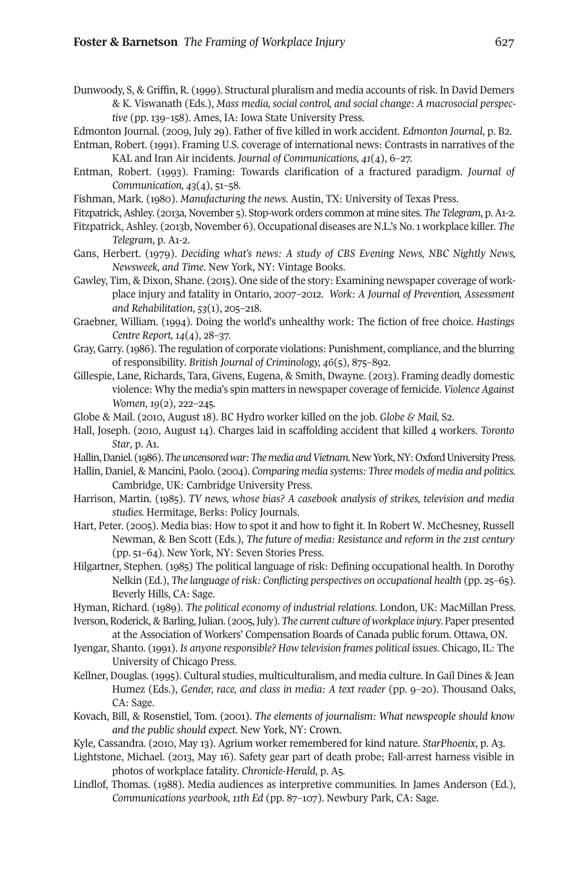Dunwoody, S, & Griffin, R. (1999). Structural pluralism and media accounts of risk. In David Demers & K. Viswanath (Eds.), *Mass media, social control, and social change: A macrosocial perspective* (pp. 139–158). Ames, IA: Iowa State University Press.

Edmonton Journal. (2009, July 29). Father of five killed in work accident. *Edmonton Journal*, p. B2.

Entman, Robert. (1991). Framing U.S. coverage of international news: Contrasts in narratives of the KAL and Iran Air incidents. *Journal of Communications, 41*(4), 6–27.

Entman, Robert. (1993). Framing: Towards clarification of a fractured paradigm. *Journal of Communication, 43*(4), 51–58.

Fishman, Mark. (1980). *Manufacturing the news.* Austin, TX: University of Texas Press.

Fitzpatrick, Ashley. (2013a, November 5). Stop-work orders common at mine sites. *The Telegram*, p. A1-2.

Fitzpatrick, Ashley. (2013b, November 6). Occupational diseases are N.L.'s No. 1 workplace killer. *The Telegram*, p. A1-2.

Gans, Herbert. (1979). *Deciding what's news: A study of CBS Evening News, NBC Nightly News, Newsweek, and Time*. New York, NY: Vintage Books.

Gawley, Tim, & Dixon, Shane. (2015). One side of the story: Examining newspaper coverage of workplace injury and fatality in Ontario, 2007–2012. *Work: A Journal of Prevention, Assessment and Rehabilitation*, *53*(1), 205–218.

Graebner, William. (1994). Doing the world's unhealthy work: The fiction of free choice. *Hastings Centre Report, 14*(4), 28–37.

Gray, Garry. (1986). The regulation of corporate violations: Punishment, compliance, and the blurring of responsibility. *British Journal of Criminology, 46*(5), 875–892.

Gillespie, Lane, Richards, Tara, Givens, Eugena, & Smith, Dwayne. (2013). Framing deadly domestic violence: Why the media's spin matters in newspaper coverage of femicide. *Violence Against Women*, *19*(2), 222–245.

Globe & Mail. (2010, August 18). BC Hydro worker killed on the job. *Globe & Mail,* S2.

Hall, Joseph. (2010, August 14). Charges laid in scaffolding accident that killed 4 workers. *Toronto Star*, p. A1.

Hallin, Daniel. (1986). *The uncensored war: The media and Vietnam.* New York, NY: Oxford University Press.

Hallin, Daniel, & Mancini, Paolo. (2004). *Comparing media systems: Three models of media and politics.* Cambridge, UK: Cambridge University Press.

Harrison, Martin. (1985). *TV news, whose bias? A casebook analysis of strikes, television and media studies.* Hermitage, Berks: Policy Journals.

Hart, Peter. (2005). Media bias: How to spot it and how to fight it. In Robert W. McChesney, Russell Newman, & Ben Scott (Eds.), *The future of media: Resistance and reform in the 21st century* (pp. 51–64). New York, NY: Seven Stories Press.

Hilgartner, Stephen. (1985) The political language of risk: Defining occupational health. In Dorothy Nelkin (Ed.), *The language of risk: Conflicting perspectives on occupational health* (pp. 25–65). Beverly Hills, CA: Sage.

Hyman, Richard. (1989). *The political economy of industrial relations*. London, UK: MacMillan Press.

Iverson, Roderick, & Barling, Julian. (2005, July). *The current culture of workplace injury*. Paper presented at the Association of Workers' Compensation Boards of Canada public forum. Ottawa, ON.

Iyengar, Shanto. (1991). *Is anyone responsible? How television frames political issues*. Chicago, IL: The University of Chicago Press.

Kellner, Douglas. (1995). Cultural studies, multiculturalism, and media culture. In Gail Dines & Jean Humez (Eds.), *Gender, race, and class in media: A text reader* (pp. 9–20). Thousand Oaks, CA: Sage.

Kovach, Bill, & Rosenstiel, Tom. (2001). *The elements of journalism: What newspeople should know and the public should expect.* New York, NY: Crown.

Kyle, Cassandra. (2010, May 13). Agrium worker remembered for kind nature. *StarPhoenix*, p. A3.

Lightstone, Michael. (2013, May 16). Safety gear part of death probe; Fall-arrest harness visible in photos of workplace fatality. *Chronicle-Herald*, p. A5.

Lindlof, Thomas. (1988). Media audiences as interpretive communities. In James Anderson (Ed.), *Communications yearbook, 11th Ed* (pp. 87–107). Newbury Park, CA: Sage.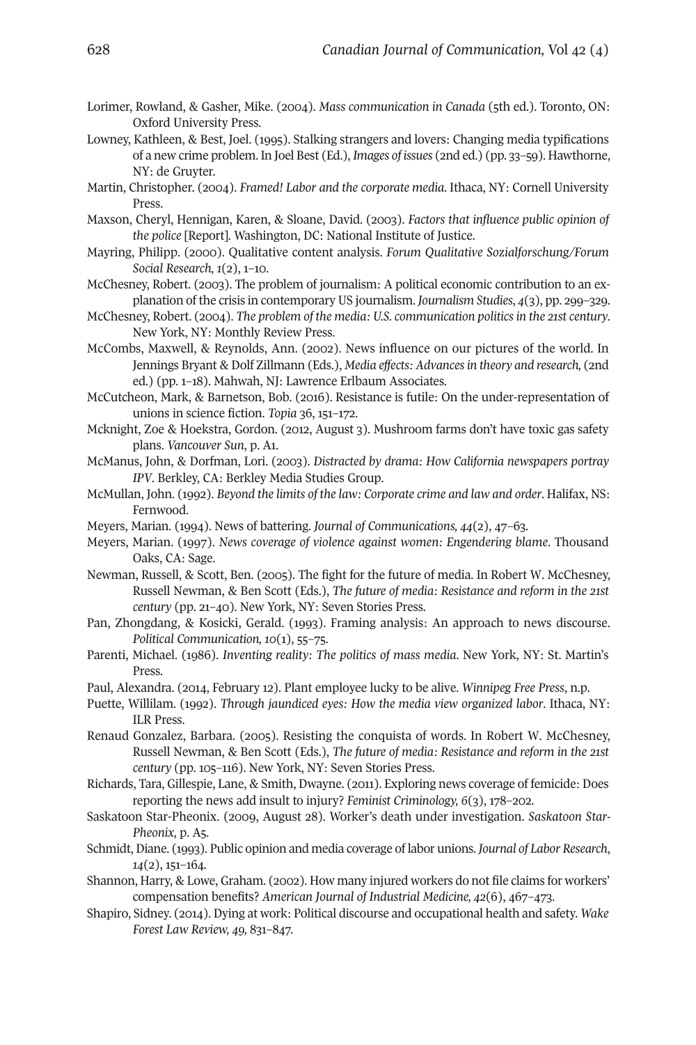Lorimer, Rowland, & Gasher, Mike. (2004). *Mass communication in Canada* (5th ed.). Toronto, ON: Oxford University Press.

Lowney, Kathleen, & Best, Joel. (1995). Stalking strangers and lovers: Changing media typifications of a new crime problem. In Joel Best (Ed.), *Images of issues* (2nd ed.) (pp. 33–59). Hawthorne, NY: de Gruyter.

Martin, Christopher. (2004). *Framed! Labor and the corporate media*. Ithaca, NY: Cornell University Press.

Maxson, Cheryl, Hennigan, Karen, & Sloane, David. (2003). *Factors that influence public opinion of the police* [Report]. Washington, DC: National Institute of Justice.

Mayring, Philipp. (2000). Qualitative content analysis. *Forum Qualitative Sozialforschung/Forum Social Research, 1*(2), 1–10.

McChesney, Robert. (2003). The problem of journalism: A political economic contribution to an explanation of the crisis in contemporary US journalism. *Journalism Studies*, *4*(3), pp. 299–329.

McChesney, Robert. (2004). *The problem of the media: U.S. communication politics in the 21st century*. New York, NY: Monthly Review Press.

McCombs, Maxwell, & Reynolds, Ann. (2002). News influence on our pictures of the world. In Jennings Bryant & Dolf Zillmann (Eds.), *Media effects: Advances in theory and research,* (2nd ed.) (pp. 1–18). Mahwah, NJ: Lawrence Erlbaum Associates.

McCutcheon, Mark, & Barnetson, Bob. (2016). Resistance is futile: On the under-representation of unions in science fiction. *Topia* 36, 151–172.

Mcknight, Zoe & Hoekstra, Gordon. (2012, August 3). Mushroom farms don't have toxic gas safety plans. *Vancouver Sun*, p. A1.

McManus, John, & Dorfman, Lori. (2003). *Distracted by drama: How California newspapers portray IPV*. Berkley, CA: Berkley Media Studies Group.

McMullan, John. (1992). *Beyond the limits of the law: Corporate crime and law and order*. Halifax, NS: Fernwood.

Meyers, Marian. (1994). News of battering. *Journal of Communications, 44*(2), 47–63.

Meyers, Marian. (1997). *News coverage of violence against women: Engendering blame*. Thousand Oaks, CA: Sage.

Newman, Russell, & Scott, Ben. (2005). The fight for the future of media. In Robert W. McChesney, Russell Newman, & Ben Scott (Eds.), *The future of media: Resistance and reform in the 21st century* (pp. 21–40). New York, NY: Seven Stories Press.

Pan, Zhongdang, & Kosicki, Gerald. (1993). Framing analysis: An approach to news discourse. *Political Communication, 10*(1), 55–75.

Parenti, Michael. (1986). *Inventing reality: The politics of mass media*. New York, NY: St. Martin's Press.

Paul, Alexandra. (2014, February 12). Plant employee lucky to be alive. *Winnipeg Free Press*, n.p.

Puette, Willilam. (1992). *Through jaundiced eyes: How the media view organized labor*. Ithaca, NY: ILR Press.

Renaud Gonzalez, Barbara. (2005). Resisting the conquista of words. In Robert W. McChesney, Russell Newman, & Ben Scott (Eds.), *The future of media: Resistance and reform in the 21st century* (pp. 105–116). New York, NY: Seven Stories Press.

Richards, Tara, Gillespie, Lane, & Smith, Dwayne. (2011). Exploring news coverage of femicide: Does reporting the news add insult to injury? *Feminist Criminology, 6*(3), 178–202.

Saskatoon Star-Pheonix. (2009, August 28). Worker's death under investigation. *Saskatoon Star-Pheonix*, p. A5.

Schmidt, Diane. (1993). Public opinion and media coverage of labor unions. *Journal of Labor Research*, *14*(2), 151–164.

Shannon, Harry, & Lowe, Graham. (2002). How many injured workers do not file claims for workers' compensation benefits? *American Journal of Industrial Medicine, 42*(6), 467–473.

Shapiro, Sidney. (2014). Dying at work: Political discourse and occupational health and safety. *Wake Forest Law Review, 49,* 831–847.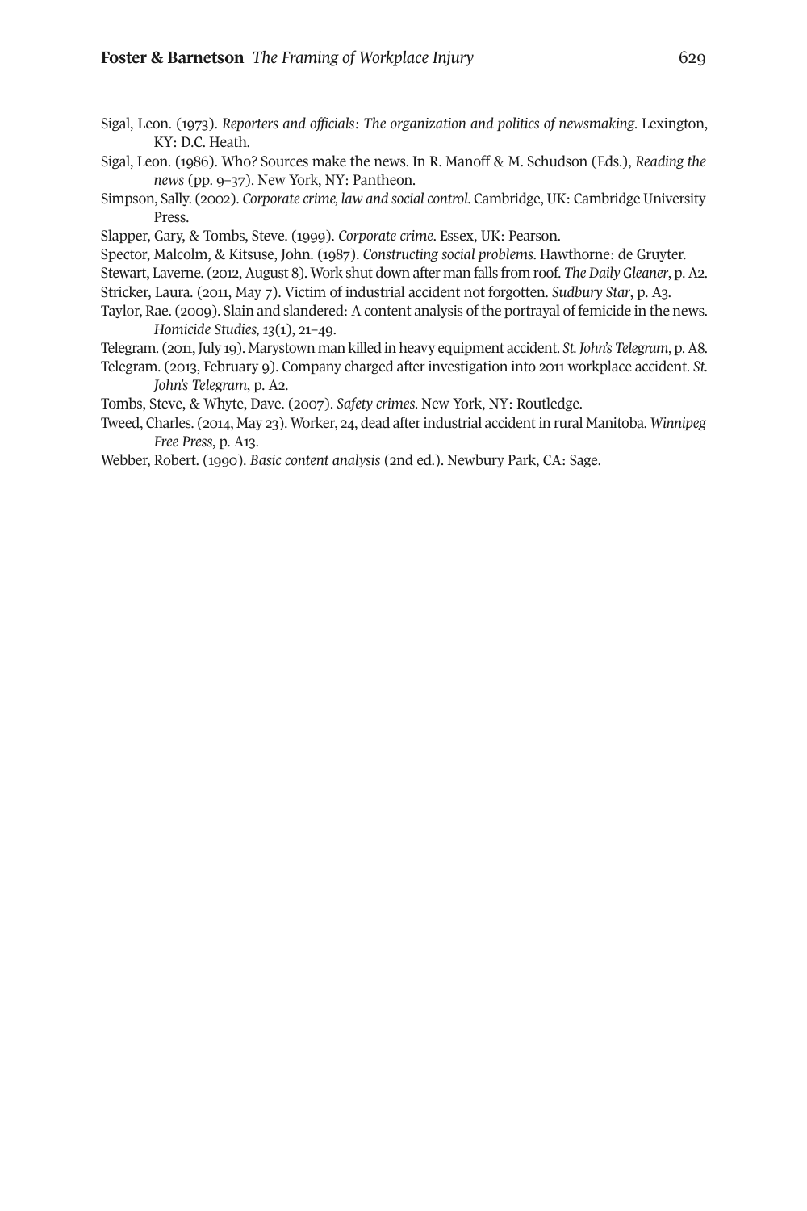Sigal, Leon. (1973). *Reporters and officials: The organization and politics of newsmaking*. Lexington, KY: D.C. Heath.

Sigal, Leon. (1986). Who? Sources make the news. In R. Manoff & M. Schudson (Eds.), *Reading the news* (pp. 9–37). New York, NY: Pantheon.

Simpson, Sally. (2002). *Corporate crime, law and social control*. Cambridge, UK: Cambridge University Press.

Slapper, Gary, & Tombs, Steve. (1999). *Corporate crime*. Essex, UK: Pearson.

Spector, Malcolm, & Kitsuse, John. (1987). *Constructing social problems*. Hawthorne: de Gruyter.

Stewart, Laverne. (2012, August 8). Work shut down after man falls from roof. *The Daily Gleaner*, p. A2.

Stricker, Laura. (2011, May 7). Victim of industrial accident not forgotten. *Sudbury Star*, p. A3.

Taylor, Rae. (2009). Slain and slandered: A content analysis of the portrayal of femicide in the news. *Homicide Studies, 13*(1), 21–49.

Telegram. (2011, July 19). Marystown man killed in heavy equipment accident. *St. John's Telegram*, p. A8.

Telegram. (2013, February 9). Company charged after investigation into 2011 workplace accident. *St. John's Telegram*, p. A2.

Tombs, Steve, & Whyte, Dave. (2007). *Safety crimes*. New York, NY: Routledge.

Tweed, Charles. (2014, May 23). Worker, 24, dead after industrial accident in rural Manitoba. *Winnipeg Free Press*, p. A13.

Webber, Robert. (1990). *Basic content analysis* (2nd ed.). Newbury Park, CA: Sage.